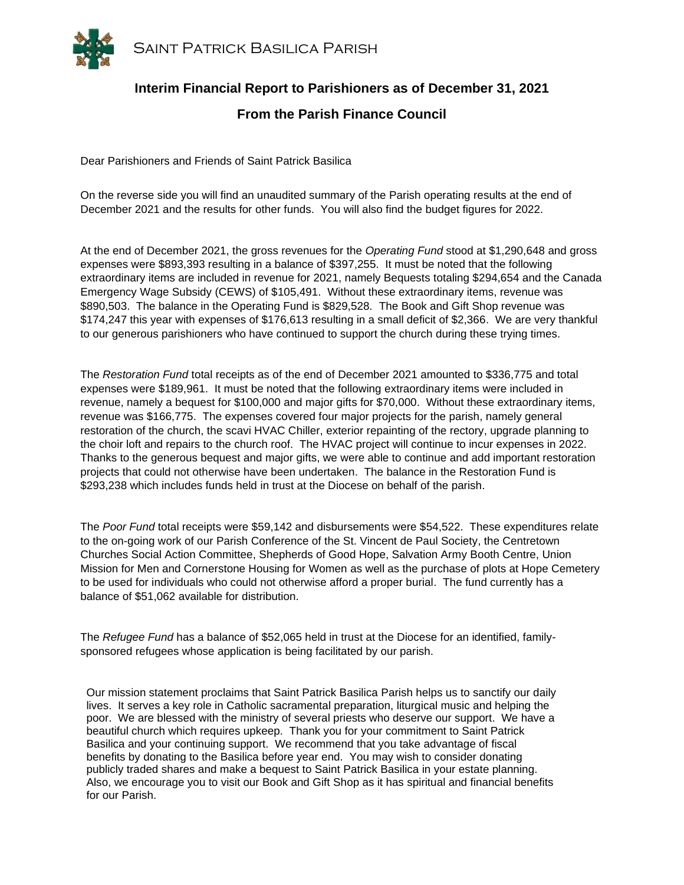# Saint Patrick Basilica Parish

## Interim Financial Report to Parishioners as of December 31, 2021

## From the Parish Finance Council

Dear Parishioners and Friends of Saint Patrick Basilica

On the reverse side you will find an unaudited summary of the Parish operating results at the end of December 2021 and the results for other funds. You will also find the budget figures for 2022.

At the end of December 2021, the gross revenues for the *Operating Fund* stood at $1,290,648 and gross expenses were $893,393 resulting in a balance of $397,255. It must be noted that the following extraordinary items are included in revenue for 2021, namely Bequests totaling $294,654 and the Canada Emergency Wage Subsidy (CEWS) of $105,491. Without these extraordinary items, revenue was $890,503. The balance in the Operating Fund is $829,528. The Book and Gift Shop revenue was $174,247 this year with expenses of $176,613 resulting in a small deficit of $2,366. We are very thankful to our generous parishioners who have continued to support the church during these trying times.

The *Restoration Fund* total receipts as of the end of December 2021 amounted to $336,775 and total expenses were $189,961. It must be noted that the following extraordinary items were included in revenue, namely a bequest for $100,000 and major gifts for $70,000. Without these extraordinary items, revenue was $166,775. The expenses covered four major projects for the parish, namely general restoration of the church, the scavi HVAC Chiller, exterior repainting of the rectory, upgrade planning to the choir loft and repairs to the church roof. The HVAC project will continue to incur expenses in 2022. Thanks to the generous bequest and major gifts, we were able to continue and add important restoration projects that could not otherwise have been undertaken. The balance in the Restoration Fund is $293,238 which includes funds held in trust at the Diocese on behalf of the parish.

The *Poor Fund* total receipts were $59,142 and disbursements were $54,522. These expenditures relate to the on-going work of our Parish Conference of the St. Vincent de Paul Society, the Centretown Churches Social Action Committee, Shepherds of Good Hope, Salvation Army Booth Centre, Union Mission for Men and Cornerstone Housing for Women as well as the purchase of plots at Hope Cemetery to be used for individuals who could not otherwise afford a proper burial. The fund currently has a balance of $51,062 available for distribution.

The *Refugee Fund* has a balance of $52,065 held in trust at the Diocese for an identified, family-sponsored refugees whose application is being facilitated by our parish.

Our mission statement proclaims that Saint Patrick Basilica Parish helps us to sanctify our daily lives. It serves a key role in Catholic sacramental preparation, liturgical music and helping the poor. We are blessed with the ministry of several priests who deserve our support. We have a beautiful church which requires upkeep. Thank you for your commitment to Saint Patrick Basilica and your continuing support. We recommend that you take advantage of fiscal benefits by donating to the Basilica before year end. You may wish to consider donating publicly traded shares and make a bequest to Saint Patrick Basilica in your estate planning. Also, we encourage you to visit our Book and Gift Shop as it has spiritual and financial benefits for our Parish.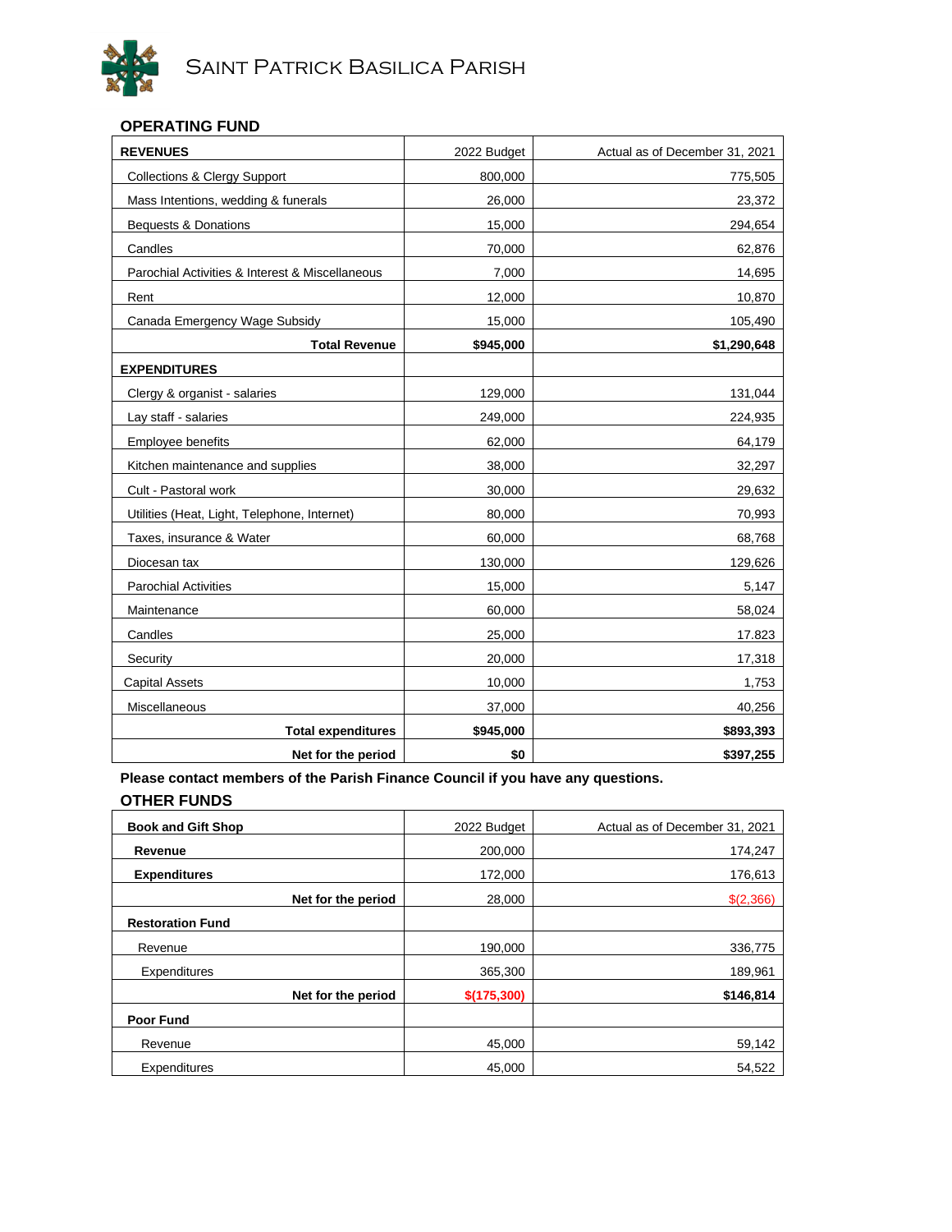# Saint Patrick Basilica Parish

## OPERATING FUND

| **REVENUES** | 2022 Budget | Actual as of December 31, 2021 |
|---|---|---|
| Collections & Clergy Support | 800,000 | 775,505 |
| Mass Intentions, wedding & funerals | 26,000 | 23,372 |
| Bequests & Donations | 15,000 | 294,654 |
| Candles | 70,000 | 62,876 |
| Parochial Activities & Interest & Miscellaneous | 7,000 | 14,695 |
| Rent | 12,000 | 10,870 |
| Canada Emergency Wage Subsidy | 15,000 | 105,490 |
| **Total Revenue** | **$945,000** | **$1,290,648** |
| **EXPENDITURES** | | |
| Clergy & organist - salaries | 129,000 | 131,044 |
| Lay staff - salaries | 249,000 | 224,935 |
| Employee benefits | 62,000 | 64,179 |
| Kitchen maintenance and supplies | 38,000 | 32,297 |
| Cult - Pastoral work | 30,000 | 29,632 |
| Utilities (Heat, Light, Telephone, Internet) | 80,000 | 70,993 |
| Taxes, insurance & Water | 60,000 | 68,768 |
| Diocesan tax | 130,000 | 129,626 |
| Parochial Activities | 15,000 | 5,147 |
| Maintenance | 60,000 | 58,024 |
| Candles | 25,000 | 17.823 |
| Security | 20,000 | 17,318 |
| Capital Assets | 10,000 | 1,753 |
| Miscellaneous | 37,000 | 40,256 |
| **Total expenditures** | **$945,000** | **$893,393** |
| **Net for the period** | **$0** | **$397,255** |

**Please contact members of the Parish Finance Council if you have any questions.**

## OTHER FUNDS

| **Book and Gift Shop** | 2022 Budget | Actual as of December 31, 2021 |
|---|---|---|
| **Revenue** | 200,000 | 174,247 |
| **Expenditures** | 172,000 | 176,613 |
| **Net for the period** | 28,000 | $(2,366) |
| **Restoration Fund** | | |
| Revenue | 190,000 | 336,775 |
| Expenditures | 365,300 | 189,961 |
| **Net for the period** | **$(175,300)** | **$146,814** |
| **Poor Fund** | | |
| Revenue | 45,000 | 59,142 |
| Expenditures | 45,000 | 54,522 |